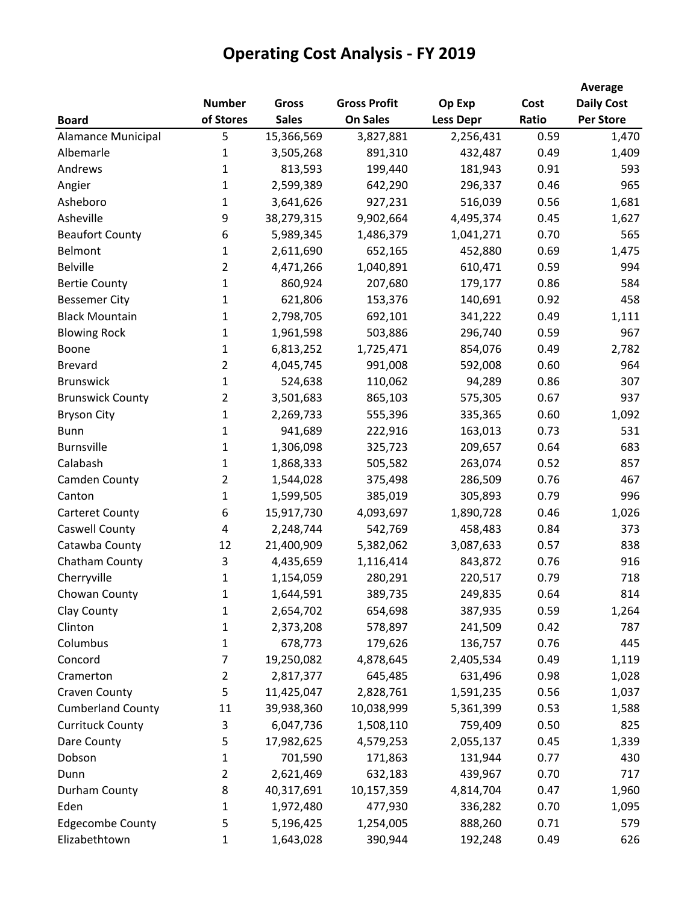# Operating Cost Analysis - FY 2019

| Board | Number of Stores | Gross Sales | Gross Profit On Sales | Op Exp Less Depr | Cost Ratio | Average Daily Cost Per Store |
|---|---|---|---|---|---|---|
| Alamance Municipal | 5 | 15,366,569 | 3,827,881 | 2,256,431 | 0.59 | 1,470 |
| Albemarle | 1 | 3,505,268 | 891,310 | 432,487 | 0.49 | 1,409 |
| Andrews | 1 | 813,593 | 199,440 | 181,943 | 0.91 | 593 |
| Angier | 1 | 2,599,389 | 642,290 | 296,337 | 0.46 | 965 |
| Asheboro | 1 | 3,641,626 | 927,231 | 516,039 | 0.56 | 1,681 |
| Asheville | 9 | 38,279,315 | 9,902,664 | 4,495,374 | 0.45 | 1,627 |
| Beaufort County | 6 | 5,989,345 | 1,486,379 | 1,041,271 | 0.70 | 565 |
| Belmont | 1 | 2,611,690 | 652,165 | 452,880 | 0.69 | 1,475 |
| Belville | 2 | 4,471,266 | 1,040,891 | 610,471 | 0.59 | 994 |
| Bertie County | 1 | 860,924 | 207,680 | 179,177 | 0.86 | 584 |
| Bessemer City | 1 | 621,806 | 153,376 | 140,691 | 0.92 | 458 |
| Black Mountain | 1 | 2,798,705 | 692,101 | 341,222 | 0.49 | 1,111 |
| Blowing Rock | 1 | 1,961,598 | 503,886 | 296,740 | 0.59 | 967 |
| Boone | 1 | 6,813,252 | 1,725,471 | 854,076 | 0.49 | 2,782 |
| Brevard | 2 | 4,045,745 | 991,008 | 592,008 | 0.60 | 964 |
| Brunswick | 1 | 524,638 | 110,062 | 94,289 | 0.86 | 307 |
| Brunswick County | 2 | 3,501,683 | 865,103 | 575,305 | 0.67 | 937 |
| Bryson City | 1 | 2,269,733 | 555,396 | 335,365 | 0.60 | 1,092 |
| Bunn | 1 | 941,689 | 222,916 | 163,013 | 0.73 | 531 |
| Burnsville | 1 | 1,306,098 | 325,723 | 209,657 | 0.64 | 683 |
| Calabash | 1 | 1,868,333 | 505,582 | 263,074 | 0.52 | 857 |
| Camden County | 2 | 1,544,028 | 375,498 | 286,509 | 0.76 | 467 |
| Canton | 1 | 1,599,505 | 385,019 | 305,893 | 0.79 | 996 |
| Carteret County | 6 | 15,917,730 | 4,093,697 | 1,890,728 | 0.46 | 1,026 |
| Caswell County | 4 | 2,248,744 | 542,769 | 458,483 | 0.84 | 373 |
| Catawba County | 12 | 21,400,909 | 5,382,062 | 3,087,633 | 0.57 | 838 |
| Chatham County | 3 | 4,435,659 | 1,116,414 | 843,872 | 0.76 | 916 |
| Cherryville | 1 | 1,154,059 | 280,291 | 220,517 | 0.79 | 718 |
| Chowan County | 1 | 1,644,591 | 389,735 | 249,835 | 0.64 | 814 |
| Clay County | 1 | 2,654,702 | 654,698 | 387,935 | 0.59 | 1,264 |
| Clinton | 1 | 2,373,208 | 578,897 | 241,509 | 0.42 | 787 |
| Columbus | 1 | 678,773 | 179,626 | 136,757 | 0.76 | 445 |
| Concord | 7 | 19,250,082 | 4,878,645 | 2,405,534 | 0.49 | 1,119 |
| Cramerton | 2 | 2,817,377 | 645,485 | 631,496 | 0.98 | 1,028 |
| Craven County | 5 | 11,425,047 | 2,828,761 | 1,591,235 | 0.56 | 1,037 |
| Cumberland County | 11 | 39,938,360 | 10,038,999 | 5,361,399 | 0.53 | 1,588 |
| Currituck County | 3 | 6,047,736 | 1,508,110 | 759,409 | 0.50 | 825 |
| Dare County | 5 | 17,982,625 | 4,579,253 | 2,055,137 | 0.45 | 1,339 |
| Dobson | 1 | 701,590 | 171,863 | 131,944 | 0.77 | 430 |
| Dunn | 2 | 2,621,469 | 632,183 | 439,967 | 0.70 | 717 |
| Durham County | 8 | 40,317,691 | 10,157,359 | 4,814,704 | 0.47 | 1,960 |
| Eden | 1 | 1,972,480 | 477,930 | 336,282 | 0.70 | 1,095 |
| Edgecombe County | 5 | 5,196,425 | 1,254,005 | 888,260 | 0.71 | 579 |
| Elizabethtown | 1 | 1,643,028 | 390,944 | 192,248 | 0.49 | 626 |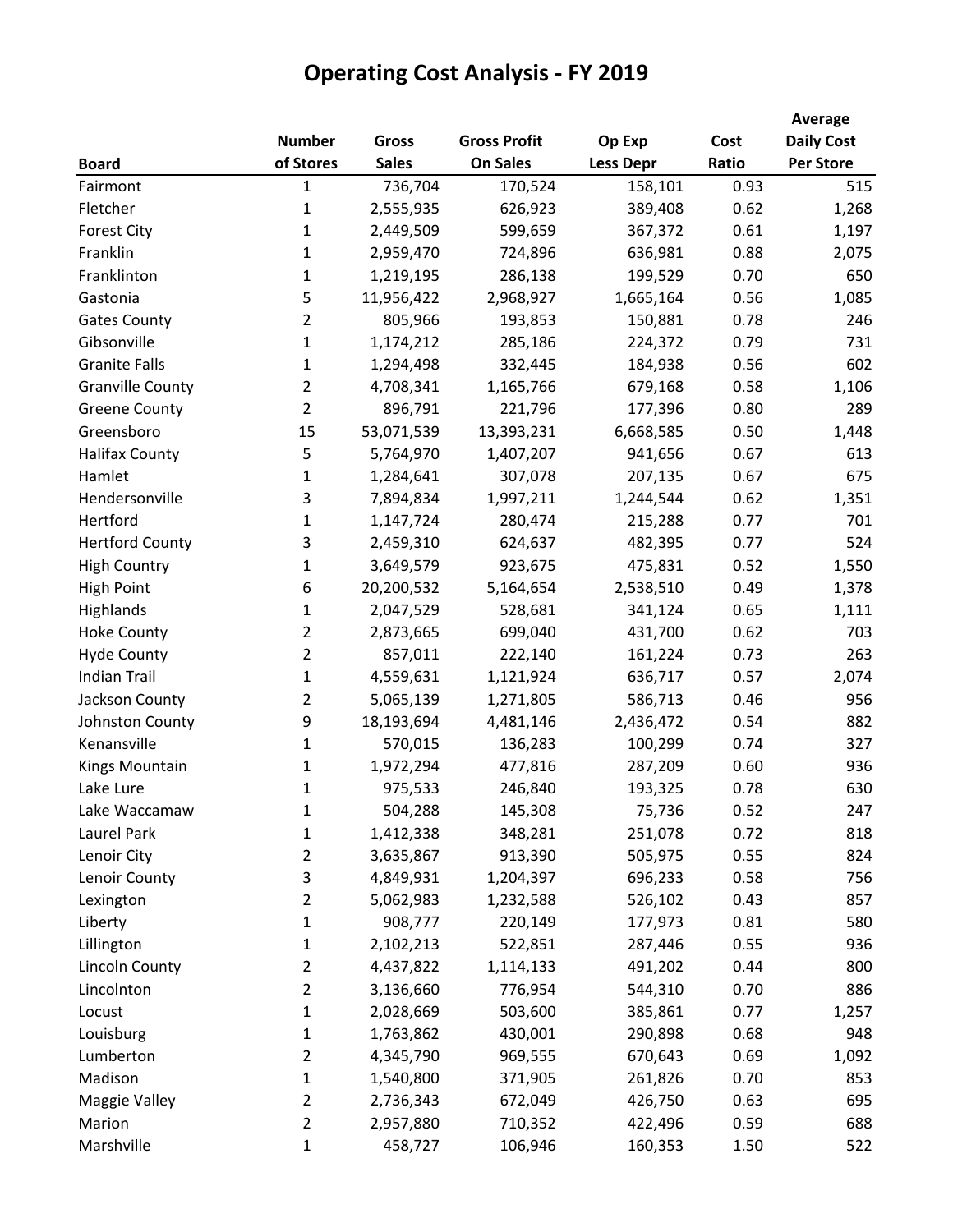# Operating Cost Analysis - FY 2019

| Board | Number of Stores | Gross Sales | Gross Profit On Sales | Op Exp Less Depr | Cost Ratio | Average Daily Cost Per Store |
|---|---|---|---|---|---|---|
| Fairmont | 1 | 736,704 | 170,524 | 158,101 | 0.93 | 515 |
| Fletcher | 1 | 2,555,935 | 626,923 | 389,408 | 0.62 | 1,268 |
| Forest City | 1 | 2,449,509 | 599,659 | 367,372 | 0.61 | 1,197 |
| Franklin | 1 | 2,959,470 | 724,896 | 636,981 | 0.88 | 2,075 |
| Franklinton | 1 | 1,219,195 | 286,138 | 199,529 | 0.70 | 650 |
| Gastonia | 5 | 11,956,422 | 2,968,927 | 1,665,164 | 0.56 | 1,085 |
| Gates County | 2 | 805,966 | 193,853 | 150,881 | 0.78 | 246 |
| Gibsonville | 1 | 1,174,212 | 285,186 | 224,372 | 0.79 | 731 |
| Granite Falls | 1 | 1,294,498 | 332,445 | 184,938 | 0.56 | 602 |
| Granville County | 2 | 4,708,341 | 1,165,766 | 679,168 | 0.58 | 1,106 |
| Greene County | 2 | 896,791 | 221,796 | 177,396 | 0.80 | 289 |
| Greensboro | 15 | 53,071,539 | 13,393,231 | 6,668,585 | 0.50 | 1,448 |
| Halifax County | 5 | 5,764,970 | 1,407,207 | 941,656 | 0.67 | 613 |
| Hamlet | 1 | 1,284,641 | 307,078 | 207,135 | 0.67 | 675 |
| Hendersonville | 3 | 7,894,834 | 1,997,211 | 1,244,544 | 0.62 | 1,351 |
| Hertford | 1 | 1,147,724 | 280,474 | 215,288 | 0.77 | 701 |
| Hertford County | 3 | 2,459,310 | 624,637 | 482,395 | 0.77 | 524 |
| High Country | 1 | 3,649,579 | 923,675 | 475,831 | 0.52 | 1,550 |
| High Point | 6 | 20,200,532 | 5,164,654 | 2,538,510 | 0.49 | 1,378 |
| Highlands | 1 | 2,047,529 | 528,681 | 341,124 | 0.65 | 1,111 |
| Hoke County | 2 | 2,873,665 | 699,040 | 431,700 | 0.62 | 703 |
| Hyde County | 2 | 857,011 | 222,140 | 161,224 | 0.73 | 263 |
| Indian Trail | 1 | 4,559,631 | 1,121,924 | 636,717 | 0.57 | 2,074 |
| Jackson County | 2 | 5,065,139 | 1,271,805 | 586,713 | 0.46 | 956 |
| Johnston County | 9 | 18,193,694 | 4,481,146 | 2,436,472 | 0.54 | 882 |
| Kenansville | 1 | 570,015 | 136,283 | 100,299 | 0.74 | 327 |
| Kings Mountain | 1 | 1,972,294 | 477,816 | 287,209 | 0.60 | 936 |
| Lake Lure | 1 | 975,533 | 246,840 | 193,325 | 0.78 | 630 |
| Lake Waccamaw | 1 | 504,288 | 145,308 | 75,736 | 0.52 | 247 |
| Laurel Park | 1 | 1,412,338 | 348,281 | 251,078 | 0.72 | 818 |
| Lenoir City | 2 | 3,635,867 | 913,390 | 505,975 | 0.55 | 824 |
| Lenoir County | 3 | 4,849,931 | 1,204,397 | 696,233 | 0.58 | 756 |
| Lexington | 2 | 5,062,983 | 1,232,588 | 526,102 | 0.43 | 857 |
| Liberty | 1 | 908,777 | 220,149 | 177,973 | 0.81 | 580 |
| Lillington | 1 | 2,102,213 | 522,851 | 287,446 | 0.55 | 936 |
| Lincoln County | 2 | 4,437,822 | 1,114,133 | 491,202 | 0.44 | 800 |
| Lincolnton | 2 | 3,136,660 | 776,954 | 544,310 | 0.70 | 886 |
| Locust | 1 | 2,028,669 | 503,600 | 385,861 | 0.77 | 1,257 |
| Louisburg | 1 | 1,763,862 | 430,001 | 290,898 | 0.68 | 948 |
| Lumberton | 2 | 4,345,790 | 969,555 | 670,643 | 0.69 | 1,092 |
| Madison | 1 | 1,540,800 | 371,905 | 261,826 | 0.70 | 853 |
| Maggie Valley | 2 | 2,736,343 | 672,049 | 426,750 | 0.63 | 695 |
| Marion | 2 | 2,957,880 | 710,352 | 422,496 | 0.59 | 688 |
| Marshville | 1 | 458,727 | 106,946 | 160,353 | 1.50 | 522 |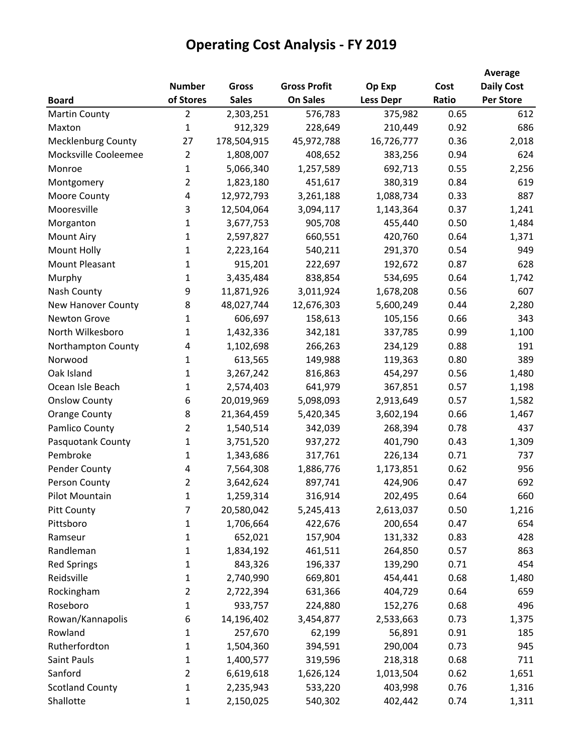# Operating Cost Analysis - FY 2019

| Board | Number of Stores | Gross Sales | Gross Profit On Sales | Op Exp Less Depr | Cost Ratio | Average Daily Cost Per Store |
|---|---|---|---|---|---|---|
| Martin County | 2 | 2,303,251 | 576,783 | 375,982 | 0.65 | 612 |
| Maxton | 1 | 912,329 | 228,649 | 210,449 | 0.92 | 686 |
| Mecklenburg County | 27 | 178,504,915 | 45,972,788 | 16,726,777 | 0.36 | 2,018 |
| Mocksville Cooleemee | 2 | 1,808,007 | 408,652 | 383,256 | 0.94 | 624 |
| Monroe | 1 | 5,066,340 | 1,257,589 | 692,713 | 0.55 | 2,256 |
| Montgomery | 2 | 1,823,180 | 451,617 | 380,319 | 0.84 | 619 |
| Moore County | 4 | 12,972,793 | 3,261,188 | 1,088,734 | 0.33 | 887 |
| Mooresville | 3 | 12,504,064 | 3,094,117 | 1,143,364 | 0.37 | 1,241 |
| Morganton | 1 | 3,677,753 | 905,708 | 455,440 | 0.50 | 1,484 |
| Mount Airy | 1 | 2,597,827 | 660,551 | 420,760 | 0.64 | 1,371 |
| Mount Holly | 1 | 2,223,164 | 540,211 | 291,370 | 0.54 | 949 |
| Mount Pleasant | 1 | 915,201 | 222,697 | 192,672 | 0.87 | 628 |
| Murphy | 1 | 3,435,484 | 838,854 | 534,695 | 0.64 | 1,742 |
| Nash County | 9 | 11,871,926 | 3,011,924 | 1,678,208 | 0.56 | 607 |
| New Hanover County | 8 | 48,027,744 | 12,676,303 | 5,600,249 | 0.44 | 2,280 |
| Newton Grove | 1 | 606,697 | 158,613 | 105,156 | 0.66 | 343 |
| North Wilkesboro | 1 | 1,432,336 | 342,181 | 337,785 | 0.99 | 1,100 |
| Northampton County | 4 | 1,102,698 | 266,263 | 234,129 | 0.88 | 191 |
| Norwood | 1 | 613,565 | 149,988 | 119,363 | 0.80 | 389 |
| Oak Island | 1 | 3,267,242 | 816,863 | 454,297 | 0.56 | 1,480 |
| Ocean Isle Beach | 1 | 2,574,403 | 641,979 | 367,851 | 0.57 | 1,198 |
| Onslow County | 6 | 20,019,969 | 5,098,093 | 2,913,649 | 0.57 | 1,582 |
| Orange County | 8 | 21,364,459 | 5,420,345 | 3,602,194 | 0.66 | 1,467 |
| Pamlico County | 2 | 1,540,514 | 342,039 | 268,394 | 0.78 | 437 |
| Pasquotank County | 1 | 3,751,520 | 937,272 | 401,790 | 0.43 | 1,309 |
| Pembroke | 1 | 1,343,686 | 317,761 | 226,134 | 0.71 | 737 |
| Pender County | 4 | 7,564,308 | 1,886,776 | 1,173,851 | 0.62 | 956 |
| Person County | 2 | 3,642,624 | 897,741 | 424,906 | 0.47 | 692 |
| Pilot Mountain | 1 | 1,259,314 | 316,914 | 202,495 | 0.64 | 660 |
| Pitt County | 7 | 20,580,042 | 5,245,413 | 2,613,037 | 0.50 | 1,216 |
| Pittsboro | 1 | 1,706,664 | 422,676 | 200,654 | 0.47 | 654 |
| Ramseur | 1 | 652,021 | 157,904 | 131,332 | 0.83 | 428 |
| Randleman | 1 | 1,834,192 | 461,511 | 264,850 | 0.57 | 863 |
| Red Springs | 1 | 843,326 | 196,337 | 139,290 | 0.71 | 454 |
| Reidsville | 1 | 2,740,990 | 669,801 | 454,441 | 0.68 | 1,480 |
| Rockingham | 2 | 2,722,394 | 631,366 | 404,729 | 0.64 | 659 |
| Roseboro | 1 | 933,757 | 224,880 | 152,276 | 0.68 | 496 |
| Rowan/Kannapolis | 6 | 14,196,402 | 3,454,877 | 2,533,663 | 0.73 | 1,375 |
| Rowland | 1 | 257,670 | 62,199 | 56,891 | 0.91 | 185 |
| Rutherfordton | 1 | 1,504,360 | 394,591 | 290,004 | 0.73 | 945 |
| Saint Pauls | 1 | 1,400,577 | 319,596 | 218,318 | 0.68 | 711 |
| Sanford | 2 | 6,619,618 | 1,626,124 | 1,013,504 | 0.62 | 1,651 |
| Scotland County | 1 | 2,235,943 | 533,220 | 403,998 | 0.76 | 1,316 |
| Shallotte | 1 | 2,150,025 | 540,302 | 402,442 | 0.74 | 1,311 |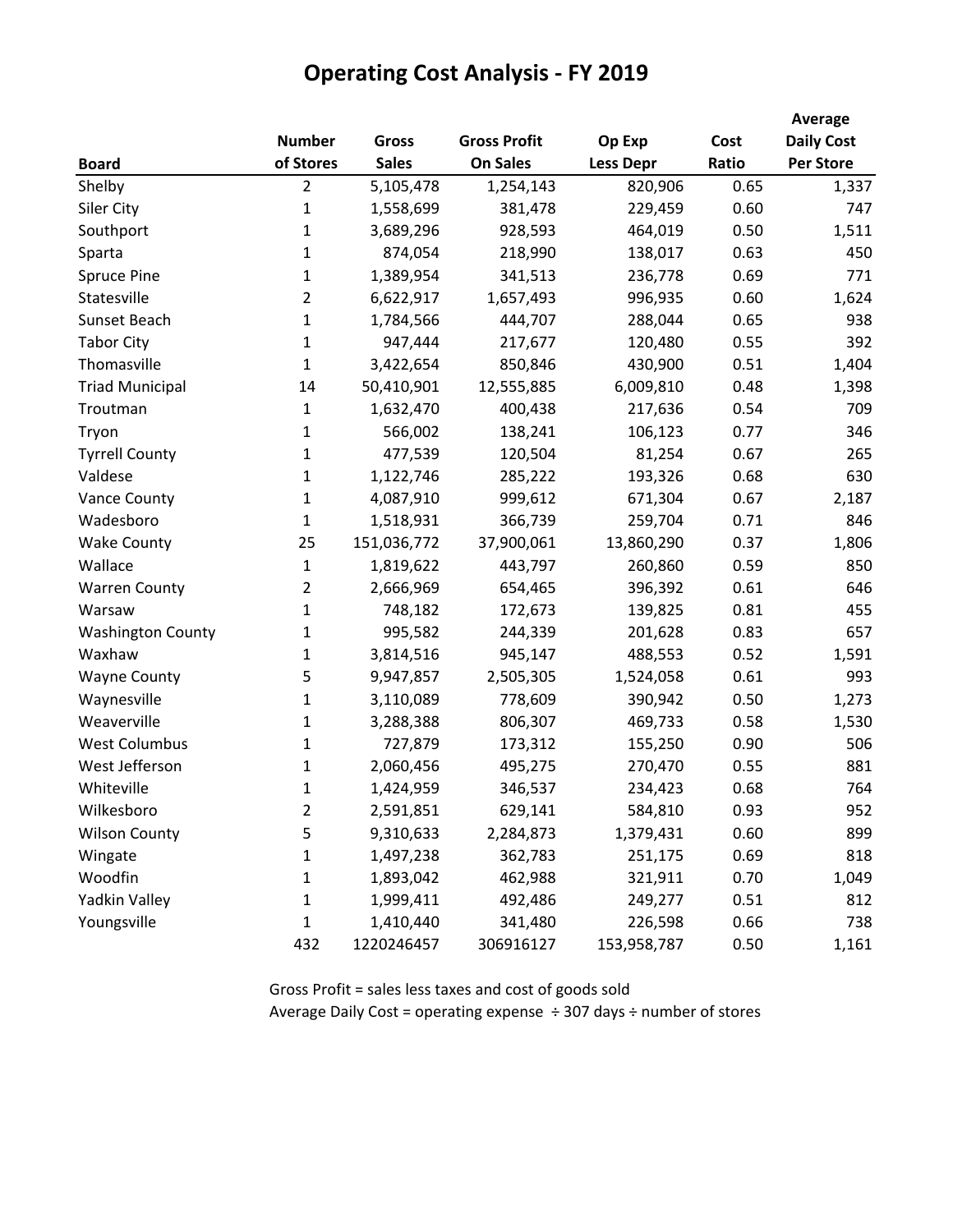# Operating Cost Analysis - FY 2019

| Board | Number of Stores | Gross Sales | Gross Profit On Sales | Op Exp Less Depr | Cost Ratio | Average Daily Cost Per Store |
|---|---|---|---|---|---|---|
| Shelby | 2 | 5,105,478 | 1,254,143 | 820,906 | 0.65 | 1,337 |
| Siler City | 1 | 1,558,699 | 381,478 | 229,459 | 0.60 | 747 |
| Southport | 1 | 3,689,296 | 928,593 | 464,019 | 0.50 | 1,511 |
| Sparta | 1 | 874,054 | 218,990 | 138,017 | 0.63 | 450 |
| Spruce Pine | 1 | 1,389,954 | 341,513 | 236,778 | 0.69 | 771 |
| Statesville | 2 | 6,622,917 | 1,657,493 | 996,935 | 0.60 | 1,624 |
| Sunset Beach | 1 | 1,784,566 | 444,707 | 288,044 | 0.65 | 938 |
| Tabor City | 1 | 947,444 | 217,677 | 120,480 | 0.55 | 392 |
| Thomasville | 1 | 3,422,654 | 850,846 | 430,900 | 0.51 | 1,404 |
| Triad Municipal | 14 | 50,410,901 | 12,555,885 | 6,009,810 | 0.48 | 1,398 |
| Troutman | 1 | 1,632,470 | 400,438 | 217,636 | 0.54 | 709 |
| Tryon | 1 | 566,002 | 138,241 | 106,123 | 0.77 | 346 |
| Tyrrell County | 1 | 477,539 | 120,504 | 81,254 | 0.67 | 265 |
| Valdese | 1 | 1,122,746 | 285,222 | 193,326 | 0.68 | 630 |
| Vance County | 1 | 4,087,910 | 999,612 | 671,304 | 0.67 | 2,187 |
| Wadesboro | 1 | 1,518,931 | 366,739 | 259,704 | 0.71 | 846 |
| Wake County | 25 | 151,036,772 | 37,900,061 | 13,860,290 | 0.37 | 1,806 |
| Wallace | 1 | 1,819,622 | 443,797 | 260,860 | 0.59 | 850 |
| Warren County | 2 | 2,666,969 | 654,465 | 396,392 | 0.61 | 646 |
| Warsaw | 1 | 748,182 | 172,673 | 139,825 | 0.81 | 455 |
| Washington County | 1 | 995,582 | 244,339 | 201,628 | 0.83 | 657 |
| Waxhaw | 1 | 3,814,516 | 945,147 | 488,553 | 0.52 | 1,591 |
| Wayne County | 5 | 9,947,857 | 2,505,305 | 1,524,058 | 0.61 | 993 |
| Waynesville | 1 | 3,110,089 | 778,609 | 390,942 | 0.50 | 1,273 |
| Weaverville | 1 | 3,288,388 | 806,307 | 469,733 | 0.58 | 1,530 |
| West Columbus | 1 | 727,879 | 173,312 | 155,250 | 0.90 | 506 |
| West Jefferson | 1 | 2,060,456 | 495,275 | 270,470 | 0.55 | 881 |
| Whiteville | 1 | 1,424,959 | 346,537 | 234,423 | 0.68 | 764 |
| Wilkesboro | 2 | 2,591,851 | 629,141 | 584,810 | 0.93 | 952 |
| Wilson County | 5 | 9,310,633 | 2,284,873 | 1,379,431 | 0.60 | 899 |
| Wingate | 1 | 1,497,238 | 362,783 | 251,175 | 0.69 | 818 |
| Woodfin | 1 | 1,893,042 | 462,988 | 321,911 | 0.70 | 1,049 |
| Yadkin Valley | 1 | 1,999,411 | 492,486 | 249,277 | 0.51 | 812 |
| Youngsville | 1 | 1,410,440 | 341,480 | 226,598 | 0.66 | 738 |
| | 432 | 1220246457 | 306916127 | 153,958,787 | 0.50 | 1,161 |

Gross Profit = sales less taxes and cost of goods sold

Average Daily Cost = operating expense ÷ 307 days ÷ number of stores